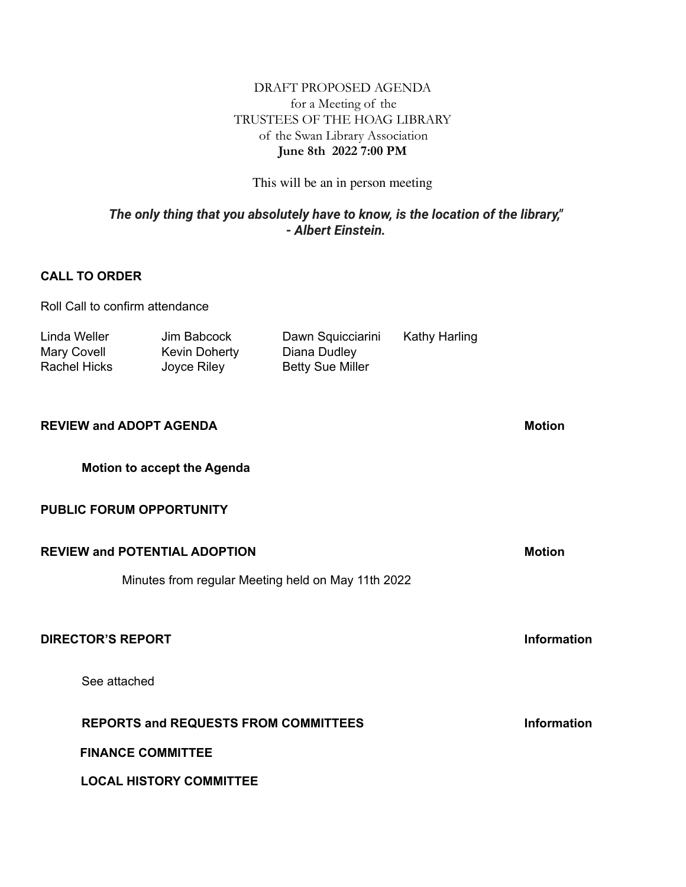DRAFT PROPOSED AGENDA
for a Meeting of the
TRUSTEES OF THE HOAG LIBRARY
of the Swan Library Association
**June 8th 2022 7:00 PM**

This will be an in person meeting

***The only thing that you absolutely have to know, is the location of the library," - Albert Einstein.***

**CALL TO ORDER**

Roll Call to confirm attendance

| | | | |
|---|---|---|---|
| Linda Weller | Jim Babcock | Dawn Squicciarini | Kathy Harling |
| Mary Covell | Kevin Doherty | Diana Dudley | |
| Rachel Hicks | Joyce Riley | Betty Sue Miller | |

**REVIEW and ADOPT AGENDA** **Motion**

**Motion to accept the Agenda**

**PUBLIC FORUM OPPORTUNITY**

**REVIEW and POTENTIAL ADOPTION** **Motion**

Minutes from regular Meeting held on May 11th 2022

**DIRECTOR'S REPORT** **Information**

See attached

**REPORTS and REQUESTS FROM COMMITTEES** **Information**

**FINANCE COMMITTEE**

**LOCAL HISTORY COMMITTEE**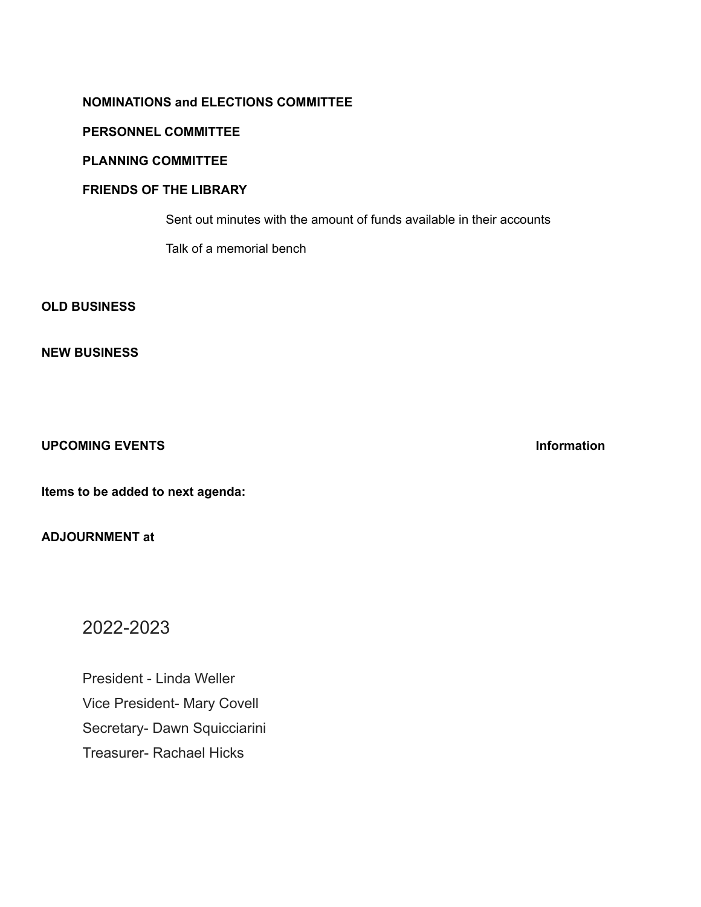**NOMINATIONS and ELECTIONS COMMITTEE**

**PERSONNEL COMMITTEE**

**PLANNING COMMITTEE**

**FRIENDS OF THE LIBRARY**

Sent out minutes with the amount of funds available in their accounts

Talk of a memorial bench

**OLD BUSINESS**

**NEW BUSINESS**

**UPCOMING EVENTS** **Information**

**Items to be added to next agenda:**

**ADJOURNMENT at**

2022-2023

President - Linda Weller
Vice President- Mary Covell
Secretary- Dawn Squicciarini
Treasurer- Rachael Hicks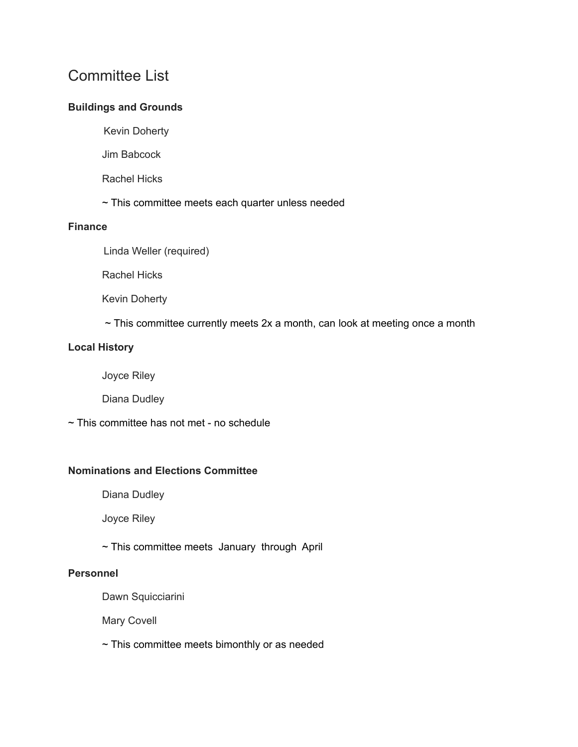# Committee List

**Buildings and Grounds**

Kevin Doherty

Jim Babcock

Rachel Hicks

~ This committee meets each quarter unless needed

**Finance**

Linda Weller (required)

Rachel Hicks

Kevin Doherty

~ This committee currently meets 2x a month, can look at meeting once a month

**Local History**

Joyce Riley

Diana Dudley

~ This committee has not met - no schedule

**Nominations and Elections Committee**

Diana Dudley

Joyce Riley

~ This committee meets January through April

**Personnel**

Dawn Squicciarini

Mary Covell

~ This committee meets bimonthly or as needed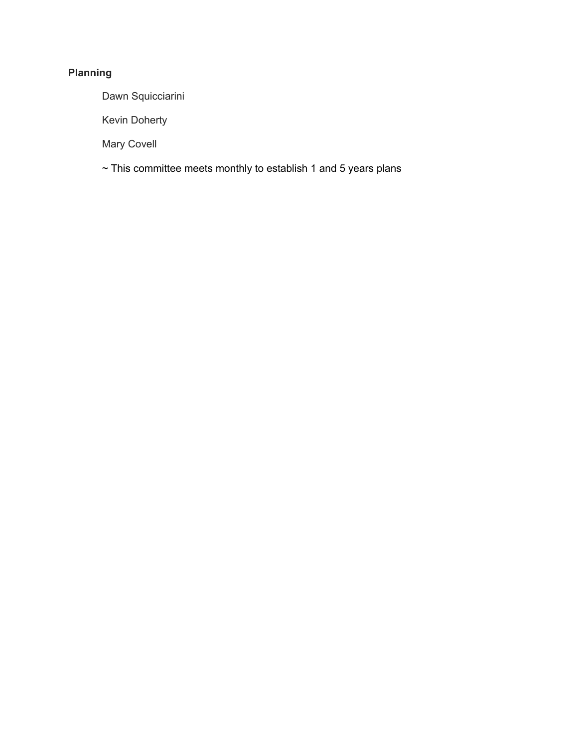**Planning**

Dawn Squicciarini

Kevin Doherty

Mary Covell

~ This committee meets monthly to establish 1 and 5 years plans